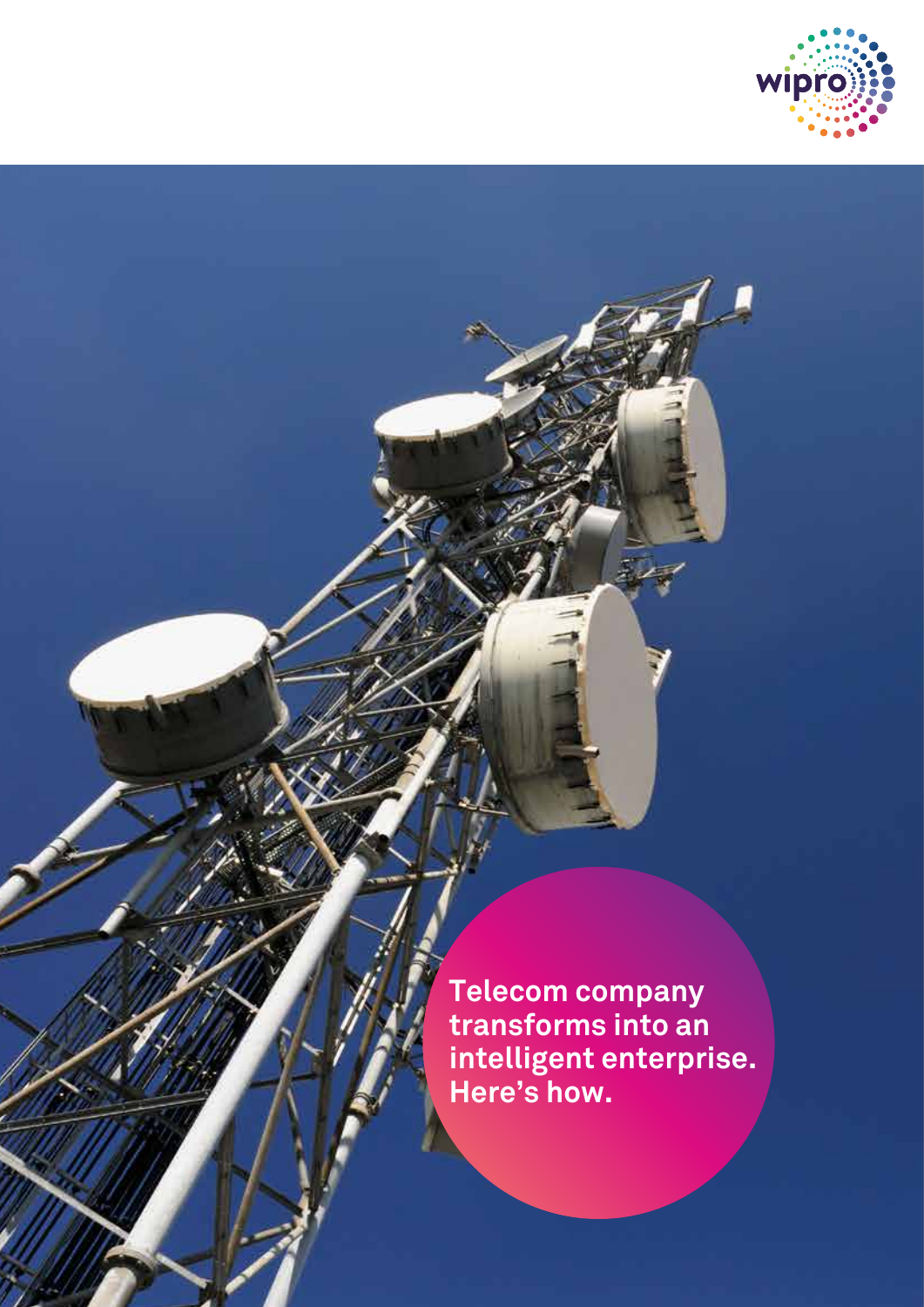# Telecom company transforms into an intelligent enterprise. Here's how.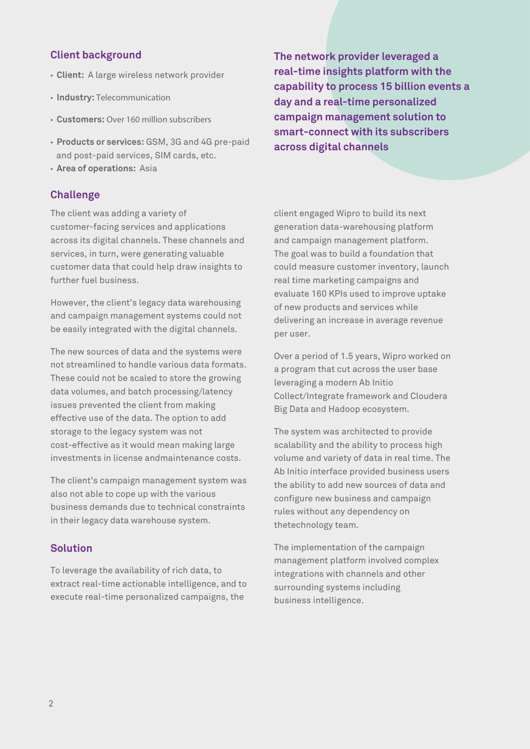## Client background

- **Client:** A large wireless network provider
- **Industry:** Telecommunication
- **Customers:** Over 160 million subscribers
- **Products or services:** GSM, 3G and 4G pre-paid and post-paid services, SIM cards, etc.
- **Area of operations:** Asia

**The network provider leveraged a real-time insights platform with the capability to process 15 billion events a day and a real-time personalized campaign management solution to smart-connect with its subscribers across digital channels**

## Challenge

The client was adding a variety of customer-facing services and applications across its digital channels. These channels and services, in turn, were generating valuable customer data that could help draw insights to further fuel business.

However, the client's legacy data warehousing and campaign management systems could not be easily integrated with the digital channels.

The new sources of data and the systems were not streamlined to handle various data formats. These could not be scaled to store the growing data volumes, and batch processing/latency issues prevented the client from making effective use of the data. The option to add storage to the legacy system was not cost-effective as it would mean making large investments in license andmaintenance costs.

The client's campaign management system was also not able to cope up with the various business demands due to technical constraints in their legacy data warehouse system.

## Solution

To leverage the availability of rich data, to extract real-time actionable intelligence, and to execute real-time personalized campaigns, the client engaged Wipro to build its next generation data-warehousing platform and campaign management platform. The goal was to build a foundation that could measure customer inventory, launch real time marketing campaigns and evaluate 160 KPIs used to improve uptake of new products and services while delivering an increase in average revenue per user.

Over a period of 1.5 years, Wipro worked on a program that cut across the user base leveraging a modern Ab Initio Collect/Integrate framework and Cloudera Big Data and Hadoop ecosystem.

The system was architected to provide scalability and the ability to process high volume and variety of data in real time. The Ab Initio interface provided business users the ability to add new sources of data and configure new business and campaign rules without any dependency on thetechnology team.

The implementation of the campaign management platform involved complex integrations with channels and other surrounding systems including business intelligence.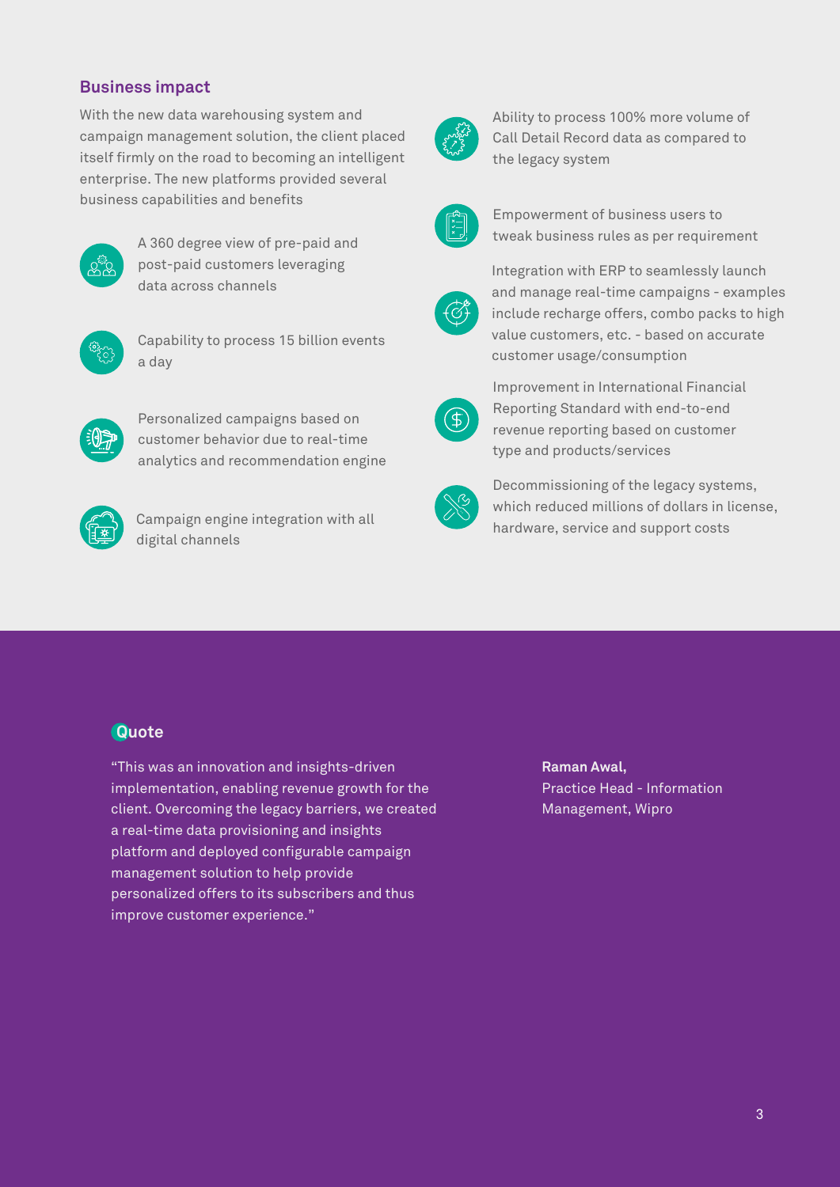## Business impact

With the new data warehousing system and campaign management solution, the client placed itself firmly on the road to becoming an intelligent enterprise. The new platforms provided several business capabilities and benefits

- A 360 degree view of pre-paid and post-paid customers leveraging data across channels
- Capability to process 15 billion events a day
- Personalized campaigns based on customer behavior due to real-time analytics and recommendation engine
- Campaign engine integration with all digital channels
- Ability to process 100% more volume of Call Detail Record data as compared to the legacy system
- Empowerment of business users to tweak business rules as per requirement
- Integration with ERP to seamlessly launch and manage real-time campaigns - examples include recharge offers, combo packs to high value customers, etc. - based on accurate customer usage/consumption
- Improvement in International Financial Reporting Standard with end-to-end revenue reporting based on customer type and products/services
- Decommissioning of the legacy systems, which reduced millions of dollars in license, hardware, service and support costs

## Quote

“This was an innovation and insights-driven implementation, enabling revenue growth for the client. Overcoming the legacy barriers, we created a real-time data provisioning and insights platform and deployed configurable campaign management solution to help provide personalized offers to its subscribers and thus improve customer experience.”

**Raman Awal,**
Practice Head - Information Management, Wipro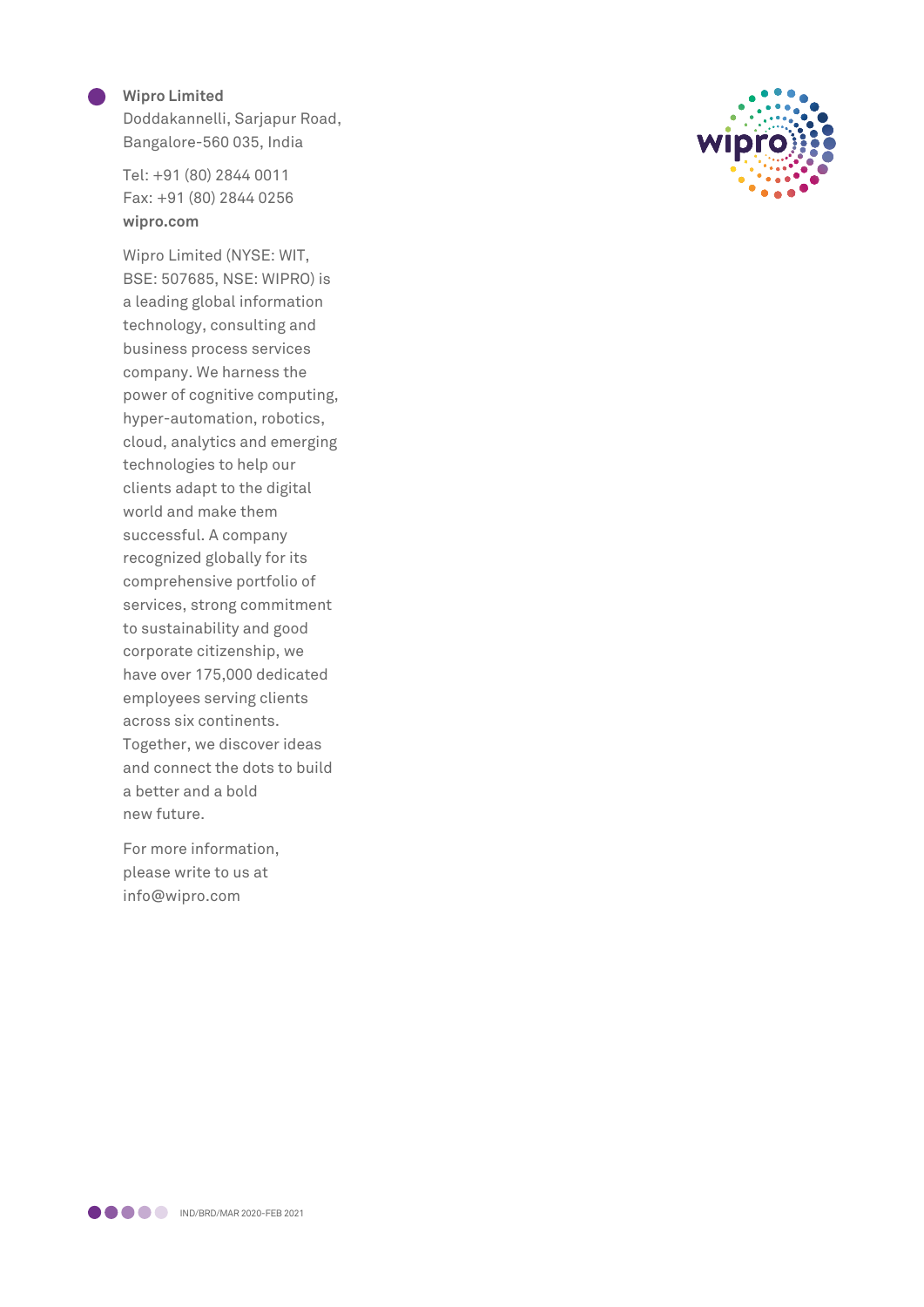**Wipro Limited**
Doddakannelli, Sarjapur Road,
Bangalore-560 035, India

Tel: +91 (80) 2844 0011
Fax: +91 (80) 2844 0256
**wipro.com**

Wipro Limited (NYSE: WIT, BSE: 507685, NSE: WIPRO) is a leading global information technology, consulting and business process services company. We harness the power of cognitive computing, hyper-automation, robotics, cloud, analytics and emerging technologies to help our clients adapt to the digital world and make them successful. A company recognized globally for its comprehensive portfolio of services, strong commitment to sustainability and good corporate citizenship, we have over 175,000 dedicated employees serving clients across six continents. Together, we discover ideas and connect the dots to build a better and a bold new future.

For more information, please write to us at info@wipro.com

IND/BRD/MAR 2020-FEB 2021